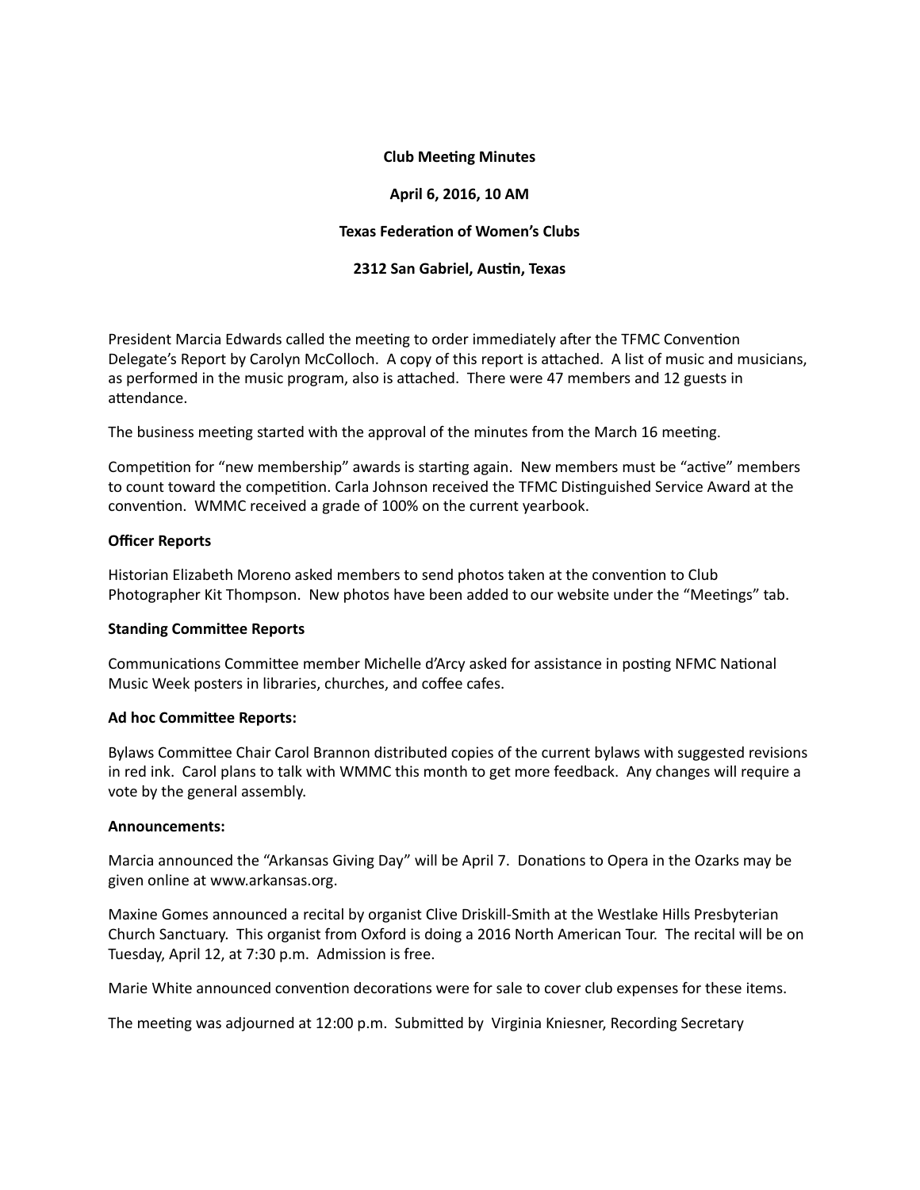**Club Meeting Minutes**

**April 6, 2016, 10 AM**

**Texas Federation of Women's Clubs**

**2312 San Gabriel, Austin, Texas**

President Marcia Edwards called the meeting to order immediately after the TFMC Convention Delegate's Report by Carolyn McColloch. A copy of this report is attached. A list of music and musicians, as performed in the music program, also is attached. There were 47 members and 12 guests in attendance.

The business meeting started with the approval of the minutes from the March 16 meeting.

Competition for "new membership" awards is starting again. New members must be "active" members to count toward the competition. Carla Johnson received the TFMC Distinguished Service Award at the convention. WMMC received a grade of 100% on the current yearbook.

**Officer Reports**

Historian Elizabeth Moreno asked members to send photos taken at the convention to Club Photographer Kit Thompson. New photos have been added to our website under the "Meetings" tab.

**Standing Committee Reports**

Communications Committee member Michelle d'Arcy asked for assistance in posting NFMC National Music Week posters in libraries, churches, and coffee cafes.

**Ad hoc Committee Reports:**

Bylaws Committee Chair Carol Brannon distributed copies of the current bylaws with suggested revisions in red ink. Carol plans to talk with WMMC this month to get more feedback. Any changes will require a vote by the general assembly.

**Announcements:**

Marcia announced the "Arkansas Giving Day" will be April 7. Donations to Opera in the Ozarks may be given online at www.arkansas.org.

Maxine Gomes announced a recital by organist Clive Driskill-Smith at the Westlake Hills Presbyterian Church Sanctuary. This organist from Oxford is doing a 2016 North American Tour. The recital will be on Tuesday, April 12, at 7:30 p.m. Admission is free.

Marie White announced convention decorations were for sale to cover club expenses for these items.

The meeting was adjourned at 12:00 p.m. Submitted by Virginia Kniesner, Recording Secretary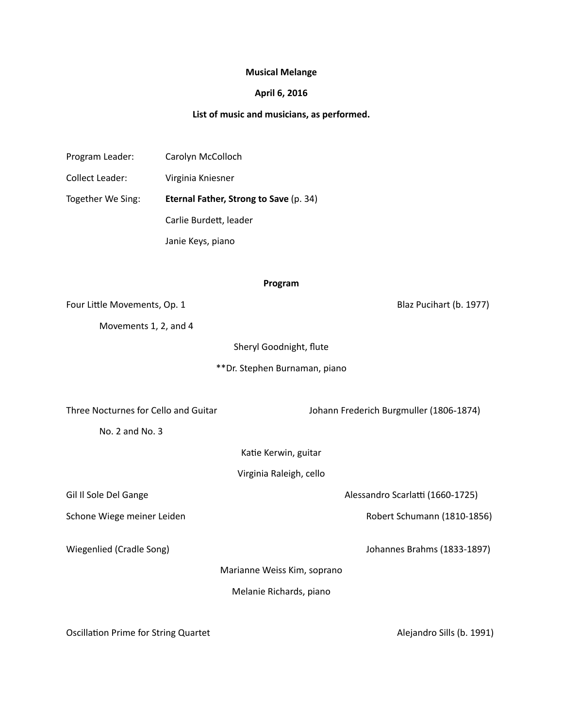**Musical Melange**

**April 6, 2016**

**List of music and musicians, as performed.**

Program Leader: Carolyn McColloch

Collect Leader: Virginia Kniesner

Together We Sing: **Eternal Father, Strong to Save** (p. 34)

Carlie Burdett, leader

Janie Keys, piano

**Program**

Four Little Movements, Op. 1 — Blaz Pucihart (b. 1977)

Movements 1, 2, and 4

Sheryl Goodnight, flute

**Dr. Stephen Burnaman, piano

Three Nocturnes for Cello and Guitar — Johann Frederich Burgmuller (1806-1874)

No. 2 and No. 3

Katie Kerwin, guitar

Virginia Raleigh, cello

Gil Il Sole Del Gange — Alessandro Scarlatti (1660-1725)

Schone Wiege meiner Leiden — Robert Schumann (1810-1856)

Wiegenlied (Cradle Song) — Johannes Brahms (1833-1897)

Marianne Weiss Kim, soprano

Melanie Richards, piano

Oscillation Prime for String Quartet — Alejandro Sills (b. 1991)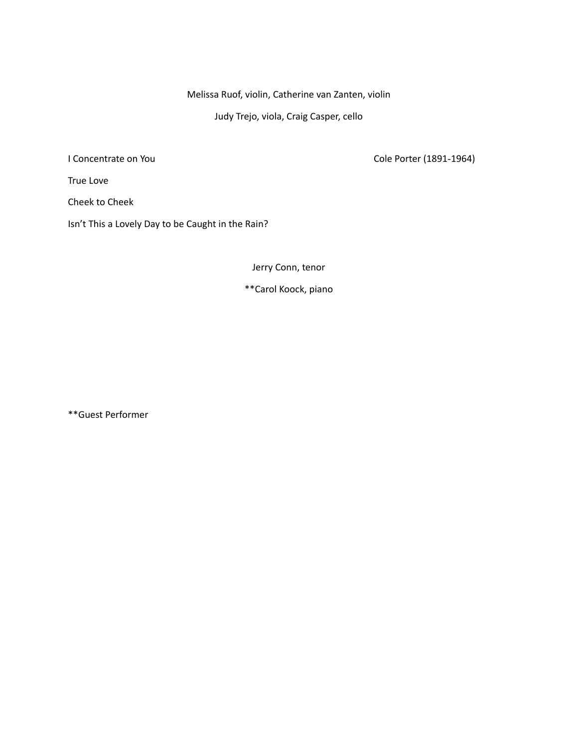Melissa Ruof, violin, Catherine van Zanten, violin

Judy Trejo, viola, Craig Casper, cello

I Concentrate on You — Cole Porter (1891-1964)

True Love

Cheek to Cheek

Isn’t This a Lovely Day to be Caught in the Rain?

Jerry Conn, tenor

**Carol Koock, piano

**Guest Performer